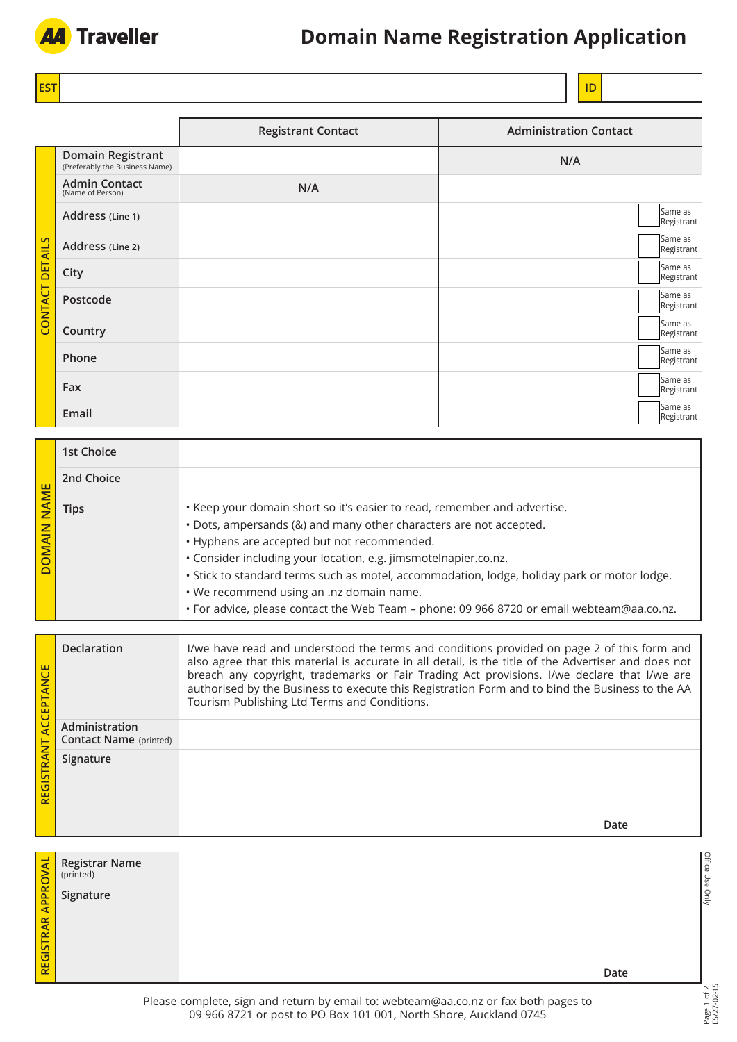AA Traveller

# Domain Name Registration Application

| EST | | ID | |
|---|---|---|---|

## CONTACT DETAILS

| | Registrant Contact | Administration Contact |
|---|---|---|
| **Domain Registrant** (Preferably the Business Name) | | N/A |
| **Admin Contact** (Name of Person) | N/A | |
| **Address** (Line 1) | | ☐ Same as Registrant |
| **Address** (Line 2) | | ☐ Same as Registrant |
| **City** | | ☐ Same as Registrant |
| **Postcode** | | ☐ Same as Registrant |
| **Country** | | ☐ Same as Registrant |
| **Phone** | | ☐ Same as Registrant |
| **Fax** | | ☐ Same as Registrant |
| **Email** | | ☐ Same as Registrant |

## DOMAIN NAME

| | |
|---|---|
| **1st Choice** | |
| **2nd Choice** | |
| **Tips** | • Keep your domain short so it's easier to read, remember and advertise.<br>• Dots, ampersands (&) and many other characters are not accepted.<br>• Hyphens are accepted but not recommended.<br>• Consider including your location, e.g. jimsmotelnapier.co.nz.<br>• Stick to standard terms such as motel, accommodation, lodge, holiday park or motor lodge.<br>• We recommend using an .nz domain name.<br>• For advice, please contact the Web Team – phone: 09 966 8720 or email webteam@aa.co.nz. |

## REGISTRANT ACCEPTANCE

| | |
|---|---|
| **Declaration** | I/we have read and understood the terms and conditions provided on page 2 of this form and also agree that this material is accurate in all detail, is the title of the Advertiser and does not breach any copyright, trademarks or Fair Trading Act provisions. I/we declare that I/we are authorised by the Business to execute this Registration Form and to bind the Business to the AA Tourism Publishing Ltd Terms and Conditions. |
| **Administration Contact Name** (printed) | |
| **Signature** | Date |

## REGISTRAR APPROVAL

Office Use Only

| | |
|---|---|
| **Registrar Name** (printed) | |
| **Signature** | Date |

Please complete, sign and return by email to: webteam@aa.co.nz or fax both pages to 09 966 8721 or post to PO Box 101 001, North Shore, Auckland 0745

ES/27-02-15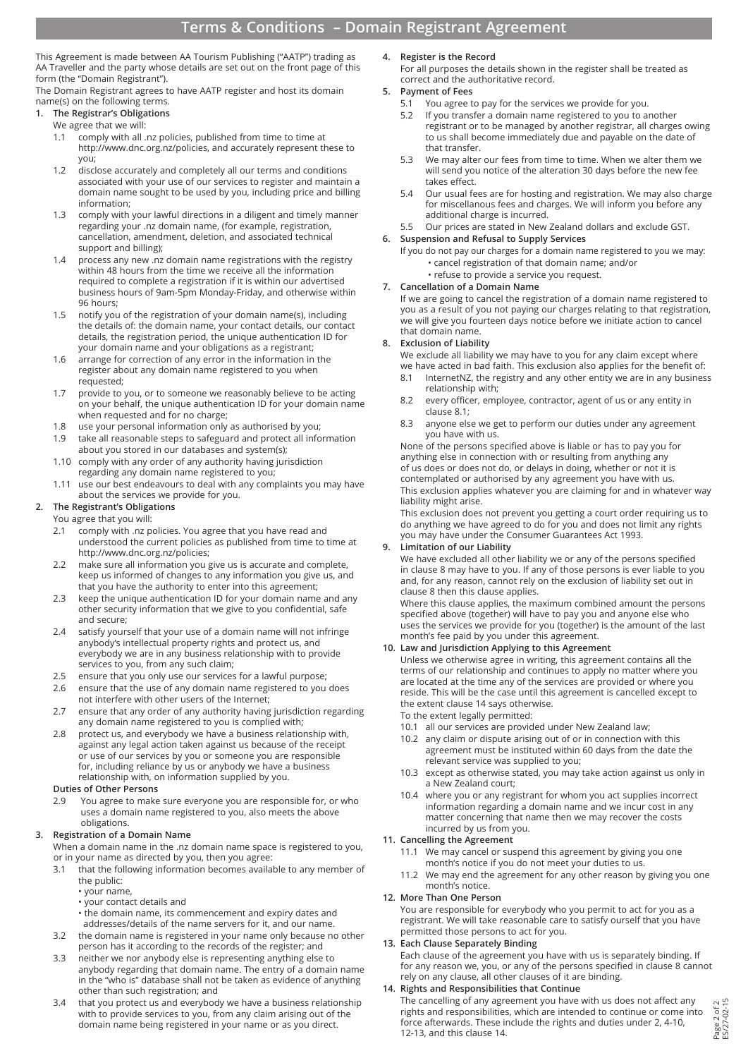# Terms & Conditions – Domain Registrant Agreement

This Agreement is made between AA Tourism Publishing ("AATP") trading as AA Traveller and the party whose details are set out on the front page of this form (the "Domain Registrant").

The Domain Registrant agrees to have AATP register and host its domain name(s) on the following terms.

## 1. The Registrar's Obligations

We agree that we will:

1.1 comply with all .nz policies, published from time to time at http://www.dnc.org.nz/policies, and accurately represent these to you;

1.2 disclose accurately and completely all our terms and conditions associated with your use of our services to register and maintain a domain name sought to be used by you, including price and billing information;

1.3 comply with your lawful directions in a diligent and timely manner regarding your .nz domain name, (for example, registration, cancellation, amendment, deletion, and associated technical support and billing);

1.4 process any new .nz domain name registrations with the registry within 48 hours from the time we receive all the information required to complete a registration if it is within our advertised business hours of 9am-5pm Monday-Friday, and otherwise within 96 hours;

1.5 notify you of the registration of your domain name(s), including the details of: the domain name, your contact details, our contact details, the registration period, the unique authentication ID for your domain name and your obligations as a registrant;

1.6 arrange for correction of any error in the information in the register about any domain name registered to you when requested;

1.7 provide to you, or to someone we reasonably believe to be acting on your behalf, the unique authentication ID for your domain name when requested and for no charge;

1.8 use your personal information only as authorised by you;

1.9 take all reasonable steps to safeguard and protect all information about you stored in our databases and system(s);

1.10 comply with any order of any authority having jurisdiction regarding any domain name registered to you;

1.11 use our best endeavours to deal with any complaints you may have about the services we provide for you.

## 2. The Registrant's Obligations

You agree that you will:

2.1 comply with .nz policies. You agree that you have read and understood the current policies as published from time to time at http://www.dnc.org.nz/policies;

2.2 make sure all information you give us is accurate and complete, keep us informed of changes to any information you give us, and that you have the authority to enter into this agreement;

2.3 keep the unique authentication ID for your domain name and any other security information that we give to you confidential, safe and secure;

2.4 satisfy yourself that your use of a domain name will not infringe anybody's intellectual property rights and protect us, and everybody we are in any business relationship with to provide services to you, from any such claim;

2.5 ensure that you only use our services for a lawful purpose;

2.6 ensure that the use of any domain name registered to you does not interfere with other users of the Internet;

2.7 ensure that any order of any authority having jurisdiction regarding any domain name registered to you is complied with;

2.8 protect us, and everybody we have a business relationship with, against any legal action taken against us because of the receipt or use of our services by you or someone you are responsible for, including reliance by us or anybody we have a business relationship with, on information supplied by you.

**Duties of Other Persons**

2.9 You agree to make sure everyone you are responsible for, or who uses a domain name registered to you, also meets the above obligations.

## 3. Registration of a Domain Name

When a domain name in the .nz domain name space is registered to you, or in your name as directed by you, then you agree:

3.1 that the following information becomes available to any member of the public:
- your name,
- your contact details and
- the domain name, its commencement and expiry dates and addresses/details of the name servers for it, and our name.

3.2 the domain name is registered in your name only because no other person has it according to the records of the register; and

3.3 neither we nor anybody else is representing anything else to anybody regarding that domain name. The entry of a domain name in the "who is" database shall not be taken as evidence of anything other than such registration; and

3.4 that you protect us and everybody we have a business relationship with to provide services to you, from any claim arising out of the domain name being registered in your name or as you direct.

## 4. Register is the Record

For all purposes the details shown in the register shall be treated as correct and the authoritative record.

## 5. Payment of Fees

5.1 You agree to pay for the services we provide for you.

5.2 If you transfer a domain name registered to you to another registrant or to be managed by another registrar, all charges owing to us shall become immediately due and payable on the date of that transfer.

5.3 We may alter our fees from time to time. When we alter them we will send you notice of the alteration 30 days before the new fee takes effect.

5.4 Our usual fees are for hosting and registration. We may also charge for miscellanous fees and charges. We will inform you before any additional charge is incurred.

5.5 Our prices are stated in New Zealand dollars and exclude GST.

## 6. Suspension and Refusal to Supply Services

If you do not pay our charges for a domain name registered to you we may:
- cancel registration of that domain name; and/or
- refuse to provide a service you request.

## 7. Cancellation of a Domain Name

If we are going to cancel the registration of a domain name registered to you as a result of you not paying our charges relating to that registration, we will give you fourteen days notice before we initiate action to cancel that domain name.

## 8. Exclusion of Liability

We exclude all liability we may have to you for any claim except where we have acted in bad faith. This exclusion also applies for the benefit of:

8.1 InternetNZ, the registry and any other entity we are in any business relationship with;

8.2 every officer, employee, contractor, agent of us or any entity in clause 8.1;

8.3 anyone else we get to perform our duties under any agreement you have with us.

None of the persons specified above is liable or has to pay you for anything else in connection with or resulting from anything any of us does or does not do, or delays in doing, whether or not it is contemplated or authorised by any agreement you have with us.

This exclusion applies whatever you are claiming for and in whatever way liability might arise.

This exclusion does not prevent you getting a court order requiring us to do anything we have agreed to do for you and does not limit any rights you may have under the Consumer Guarantees Act 1993.

## 9. Limitation of our Liability

We have excluded all other liability we or any of the persons specified in clause 8 may have to you. If any of those persons is ever liable to you and, for any reason, cannot rely on the exclusion of liability set out in clause 8 then this clause applies.

Where this clause applies, the maximum combined amount the persons specified above (together) will have to pay you and anyone else who uses the services we provide for you (together) is the amount of the last month's fee paid by you under this agreement.

## 10. Law and Jurisdiction Applying to this Agreement

Unless we otherwise agree in writing, this agreement contains all the terms of our relationship and continues to apply no matter where you are located at the time any of the services are provided or where you reside. This will be the case until this agreement is cancelled except to the extent clause 14 says otherwise.

To the extent legally permitted:

10.1 all our services are provided under New Zealand law;

10.2 any claim or dispute arising out of or in connection with this agreement must be instituted within 60 days from the date the relevant service was supplied to you;

10.3 except as otherwise stated, you may take action against us only in a New Zealand court;

10.4 where you or any registrant for whom you act supplies incorrect information regarding a domain name and we incur cost in any matter concerning that name then we may recover the costs incurred by us from you.

## 11. Cancelling the Agreement

11.1 We may cancel or suspend this agreement by giving you one month's notice if you do not meet your duties to us.

11.2 We may end the agreement for any other reason by giving you one month's notice.

## 12. More Than One Person

You are responsible for everybody who you permit to act for you as a registrant. We will take reasonable care to satisfy ourself that you have permitted those persons to act for you.

## 13. Each Clause Separately Binding

Each clause of the agreement you have with us is separately binding. If for any reason we, you, or any of the persons specified in clause 8 cannot rely on any clause, all other clauses of it are binding.

## 14. Rights and Responsibilities that Continue

The cancelling of any agreement you have with us does not affect any rights and responsibilities, which are intended to continue or come into force afterwards. These include the rights and duties under 2, 4-10, 12-13, and this clause 14.